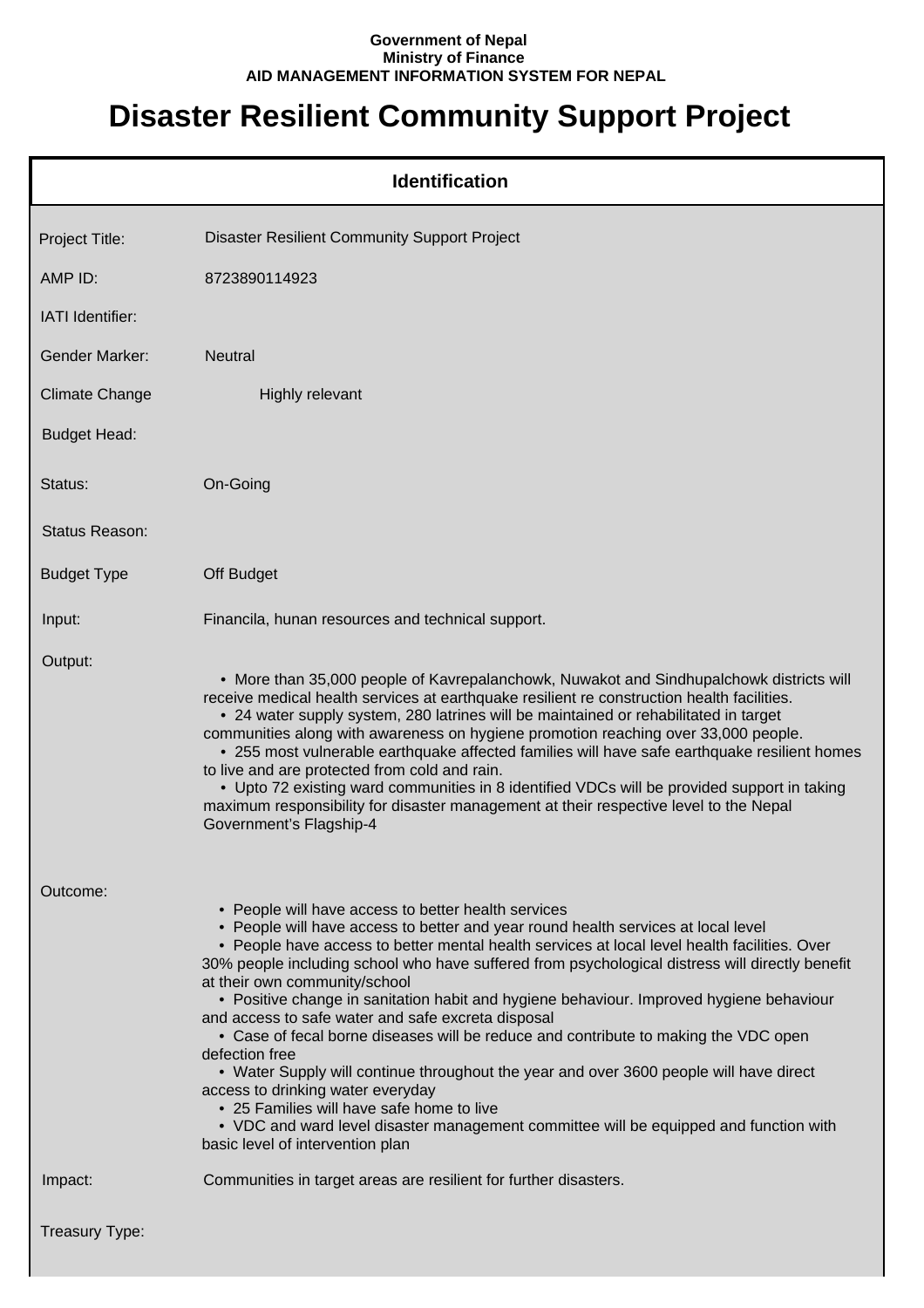**Government of Nepal**
**Ministry of Finance**
**AID MANAGEMENT INFORMATION SYSTEM FOR NEPAL**

# Disaster Resilient Community Support Project

## Identification

| | |
|---|---|
| Project Title: | Disaster Resilient Community Support Project |
| AMP ID: | 8723890114923 |
| IATI Identifier: | |
| Gender Marker: | Neutral |
| Climate Change | Highly relevant |
| Budget Head: | |
| Status: | On-Going |
| Status Reason: | |
| Budget Type | Off Budget |
| Input: | Financila, hunan resources and technical support. |

**Output:**

- More than 35,000 people of Kavrepalanchowk, Nuwakot and Sindhupalchowk districts will receive medical health services at earthquake resilient re construction health facilities.
- 24 water supply system, 280 latrines will be maintained or rehabilitated in target communities along with awareness on hygiene promotion reaching over 33,000 people.
- 255 most vulnerable earthquake affected families will have safe earthquake resilient homes to live and are protected from cold and rain.
- Upto 72 existing ward communities in 8 identified VDCs will be provided support in taking maximum responsibility for disaster management at their respective level to the Nepal Government's Flagship-4

**Outcome:**

- People will have access to better health services
- People will have access to better and year round health services at local level
- People have access to better mental health services at local level health facilities. Over 30% people including school who have suffered from psychological distress will directly benefit at their own community/school
- Positive change in sanitation habit and hygiene behaviour. Improved hygiene behaviour and access to safe water and safe excreta disposal
- Case of fecal borne diseases will be reduce and contribute to making the VDC open defection free
- Water Supply will continue throughout the year and over 3600 people will have direct access to drinking water everyday
- 25 Families will have safe home to live
- VDC and ward level disaster management committee will be equipped and function with basic level of intervention plan

**Impact:** Communities in target areas are resilient for further disasters.

**Treasury Type:**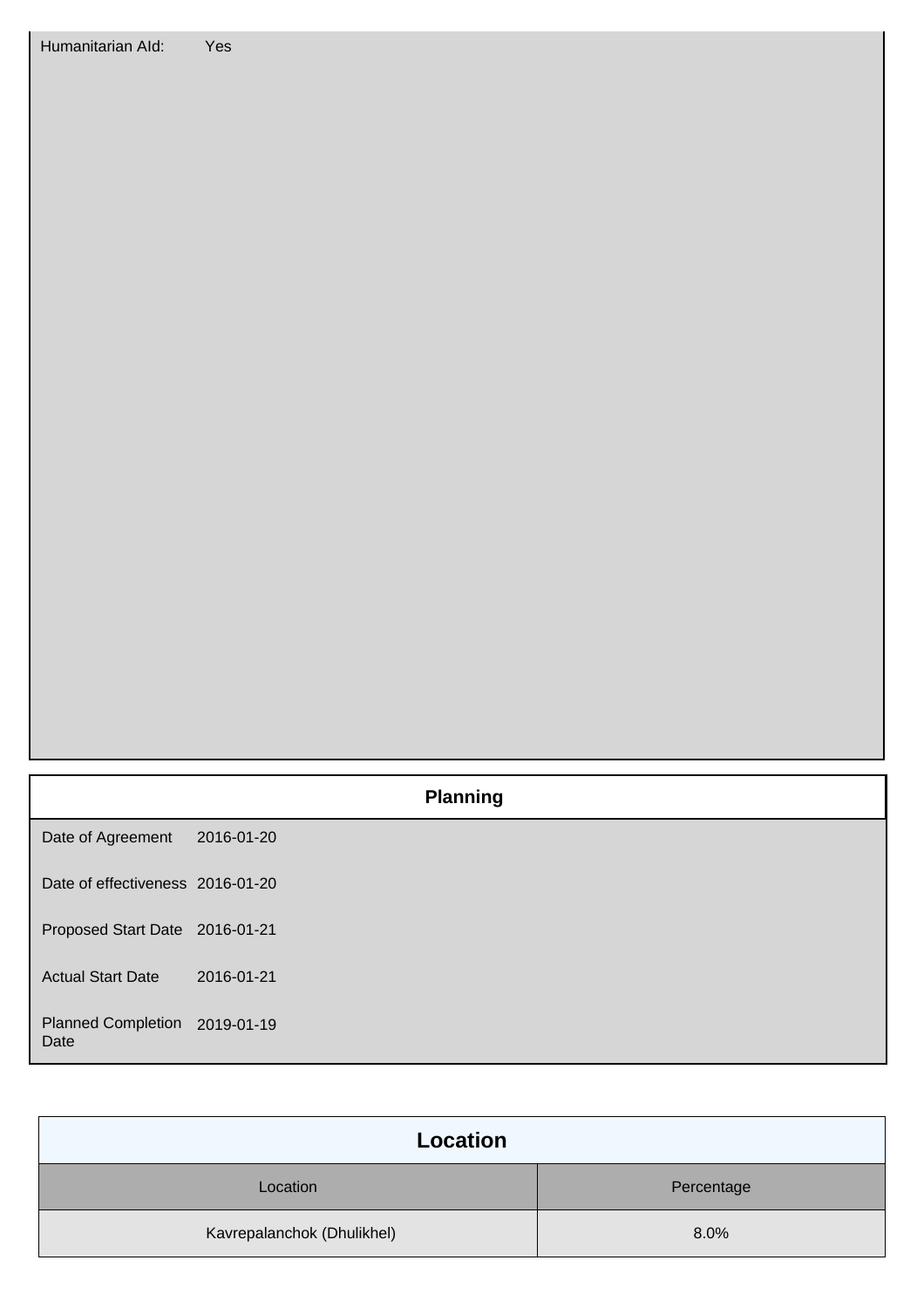Humanitarian AId: Yes

## Planning

| | |
|---|---|
| Date of Agreement | 2016-01-20 |
| Date of effectiveness | 2016-01-20 |
| Proposed Start Date | 2016-01-21 |
| Actual Start Date | 2016-01-21 |
| Planned Completion Date | 2019-01-19 |

## Location

| Location | Percentage |
|---|---|
| Kavrepalanchok (Dhulikhel) | 8.0% |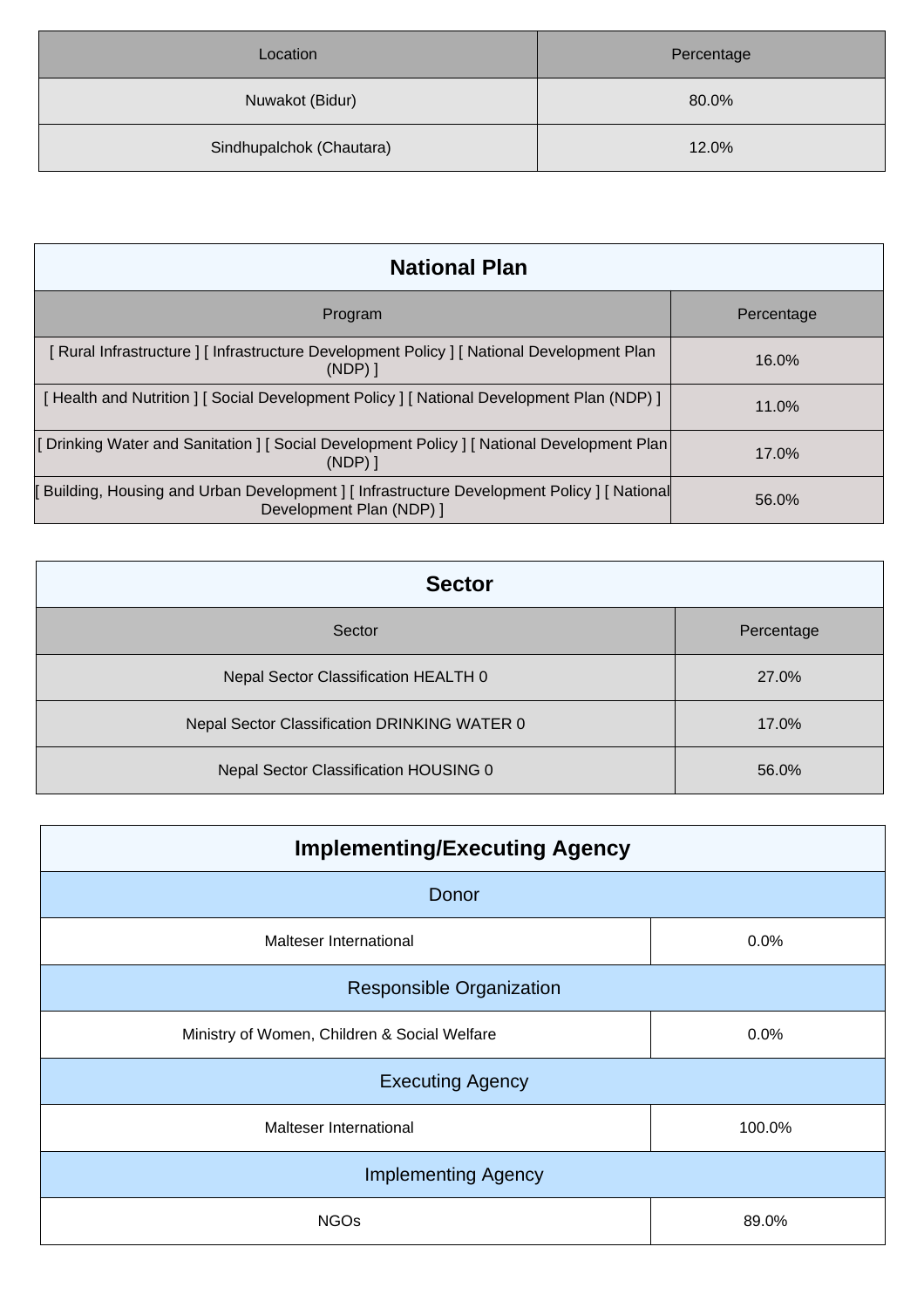| Location | Percentage |
| --- | --- |
| Nuwakot (Bidur) | 80.0% |
| Sindhupalchok (Chautara) | 12.0% |

| National Plan | |
| --- | --- |
| Program | Percentage |
| [ Rural Infrastructure ] [ Infrastructure Development Policy ] [ National Development Plan (NDP) ] | 16.0% |
| [ Health and Nutrition ] [ Social Development Policy ] [ National Development Plan (NDP) ] | 11.0% |
| [ Drinking Water and Sanitation ] [ Social Development Policy ] [ National Development Plan (NDP) ] | 17.0% |
| [ Building, Housing and Urban Development ] [ Infrastructure Development Policy ] [ National Development Plan (NDP) ] | 56.0% |

| Sector | |
| --- | --- |
| Sector | Percentage |
| Nepal Sector Classification HEALTH 0 | 27.0% |
| Nepal Sector Classification DRINKING WATER 0 | 17.0% |
| Nepal Sector Classification HOUSING 0 | 56.0% |

| Implementing/Executing Agency | |
| --- | --- |
| Donor | |
| Malteser International | 0.0% |
| Responsible Organization | |
| Ministry of Women, Children & Social Welfare | 0.0% |
| Executing Agency | |
| Malteser International | 100.0% |
| Implementing Agency | |
| NGOs | 89.0% |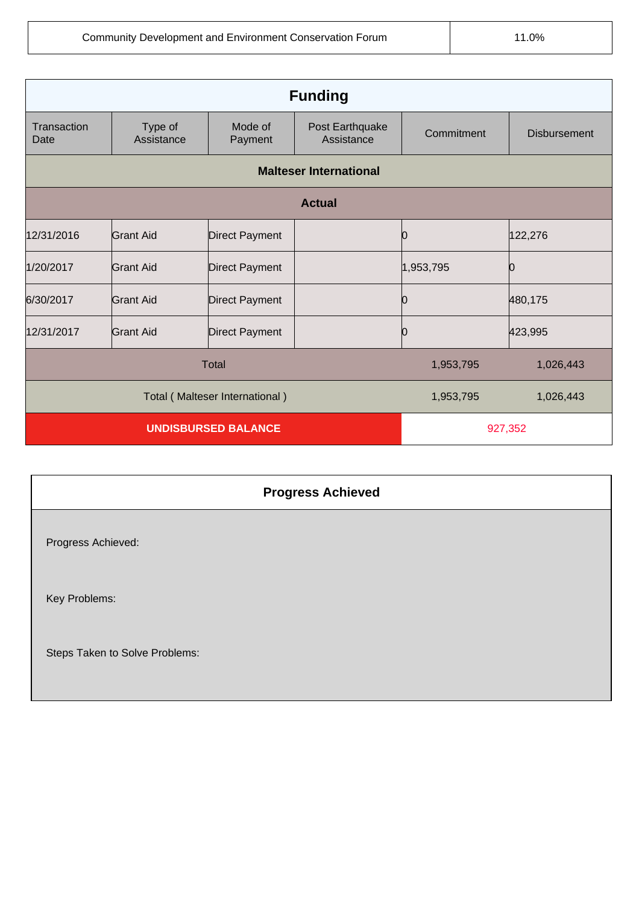| Community Development and Environment Conservation Forum | 11.0% |
| --- | --- |

| Funding | | | | | |
| --- | --- | --- | --- | --- | --- |
| Transaction Date | Type of Assistance | Mode of Payment | Post Earthquake Assistance | Commitment | Disbursement |
| **Malteser International** | | | | | |
| **Actual** | | | | | |
| 12/31/2016 | Grant Aid | Direct Payment | | 0 | 122,276 |
| 1/20/2017 | Grant Aid | Direct Payment | | 1,953,795 | 0 |
| 6/30/2017 | Grant Aid | Direct Payment | | 0 | 480,175 |
| 12/31/2017 | Grant Aid | Direct Payment | | 0 | 423,995 |
| Total | | | | 1,953,795 | 1,026,443 |
| Total ( Malteser International ) | | | | 1,953,795 | 1,026,443 |
| **UNDISBURSED BALANCE** | | | | 927,352 | |

| Progress Achieved |
| --- |
| Progress Achieved: |
| Key Problems: |
| Steps Taken to Solve Problems: |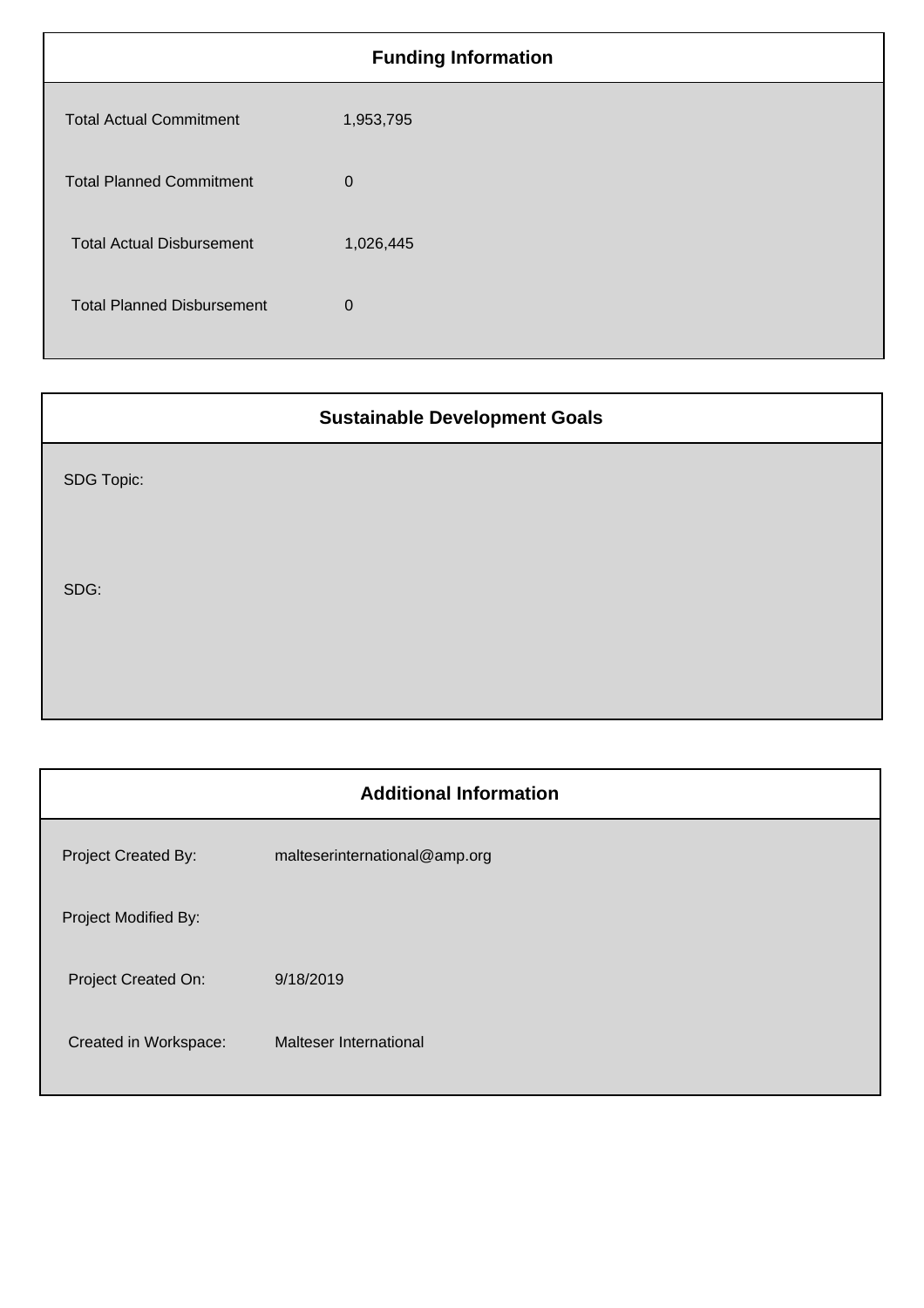## Funding Information

| | |
|---|---|
| Total Actual Commitment | 1,953,795 |
| Total Planned Commitment | 0 |
| Total Actual Disbursement | 1,026,445 |
| Total Planned Disbursement | 0 |

## Sustainable Development Goals

SDG Topic:

SDG:

## Additional Information

| | |
|---|---|
| Project Created By: | malteserinternational@amp.org |
| Project Modified By: | |
| Project Created On: | 9/18/2019 |
| Created in Workspace: | Malteser International |